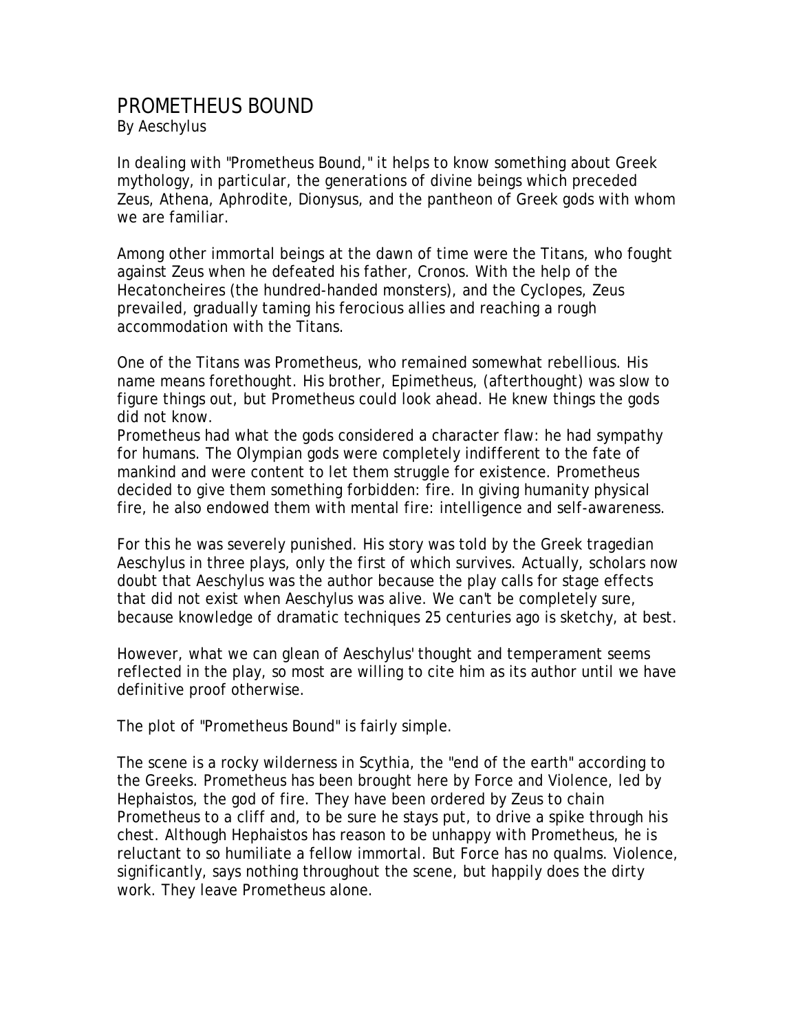# PROMETHEUS BOUND

By Aeschylus

In dealing with "Prometheus Bound," it helps to know something about Greek mythology, in particular, the generations of divine beings which preceded Zeus, Athena, Aphrodite, Dionysus, and the pantheon of Greek gods with whom we are familiar.

Among other immortal beings at the dawn of time were the Titans, who fought against Zeus when he defeated his father, Cronos. With the help of the Hecatoncheires (the hundred-handed monsters), and the Cyclopes, Zeus prevailed, gradually taming his ferocious allies and reaching a rough accommodation with the Titans.

One of the Titans was Prometheus, who remained somewhat rebellious. His name means forethought. His brother, Epimetheus, (afterthought) was slow to figure things out, but Prometheus could look ahead. He knew things the gods did not know.

Prometheus had what the gods considered a character flaw: he had sympathy for humans. The Olympian gods were completely indifferent to the fate of mankind and were content to let them struggle for existence. Prometheus decided to give them something forbidden: fire. In giving humanity physical fire, he also endowed them with mental fire: intelligence and self-awareness.

For this he was severely punished. His story was told by the Greek tragedian Aeschylus in three plays, only the first of which survives. Actually, scholars now doubt that Aeschylus was the author because the play calls for stage effects that did not exist when Aeschylus was alive. We can't be completely sure, because knowledge of dramatic techniques 25 centuries ago is sketchy, at best.

However, what we can glean of Aeschylus' thought and temperament seems reflected in the play, so most are willing to cite him as its author until we have definitive proof otherwise.

The plot of "Prometheus Bound" is fairly simple.

The scene is a rocky wilderness in Scythia, the "end of the earth" according to the Greeks. Prometheus has been brought here by Force and Violence, led by Hephaistos, the god of fire. They have been ordered by Zeus to chain Prometheus to a cliff and, to be sure he stays put, to drive a spike through his chest. Although Hephaistos has reason to be unhappy with Prometheus, he is reluctant to so humiliate a fellow immortal. But Force has no qualms. Violence, significantly, says nothing throughout the scene, but happily does the dirty work. They leave Prometheus alone.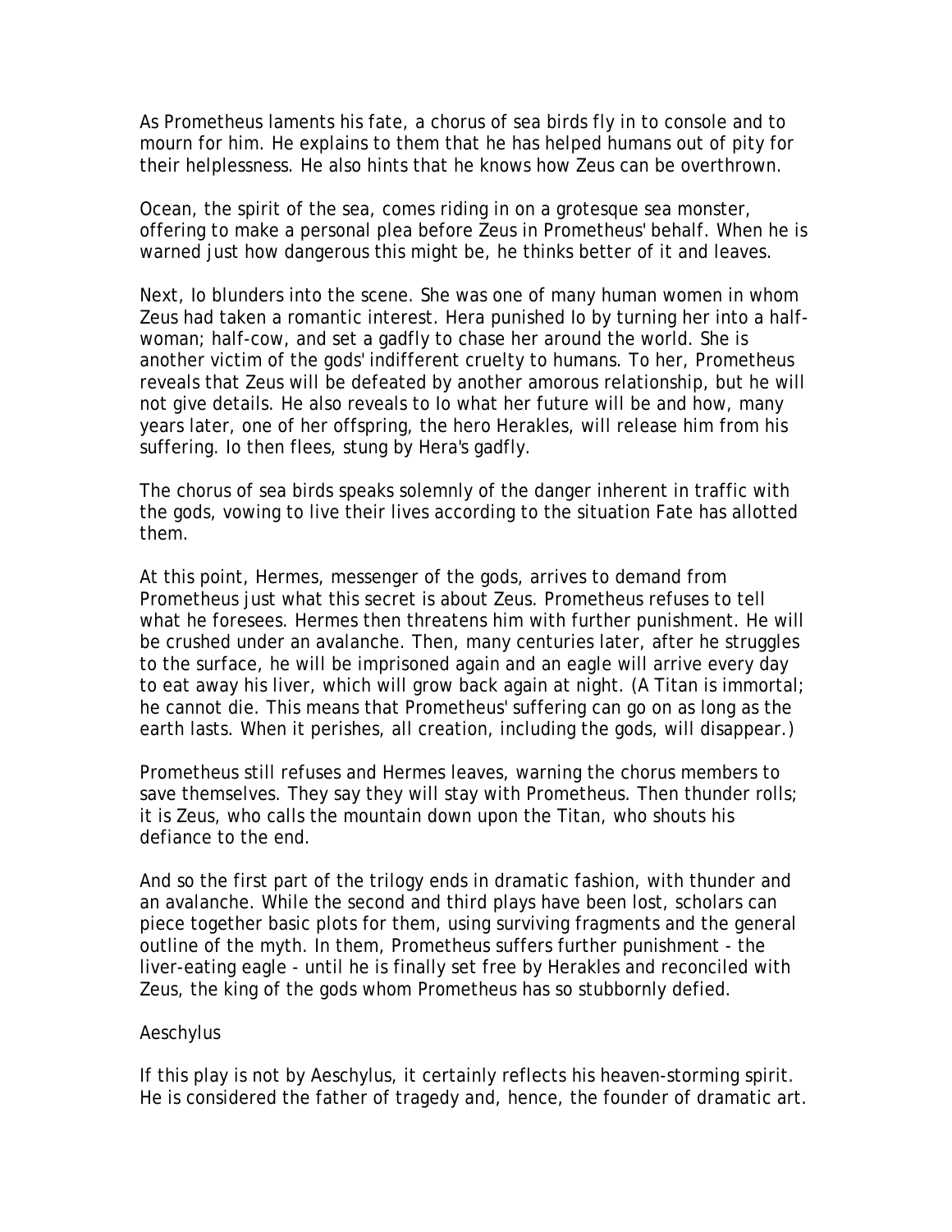As Prometheus laments his fate, a chorus of sea birds fly in to console and to mourn for him. He explains to them that he has helped humans out of pity for their helplessness. He also hints that he knows how Zeus can be overthrown.

Ocean, the spirit of the sea, comes riding in on a grotesque sea monster, offering to make a personal plea before Zeus in Prometheus' behalf. When he is warned just how dangerous this might be, he thinks better of it and leaves.

Next, Io blunders into the scene. She was one of many human women in whom Zeus had taken a romantic interest. Hera punished Io by turning her into a half-woman; half-cow, and set a gadfly to chase her around the world. She is another victim of the gods' indifferent cruelty to humans. To her, Prometheus reveals that Zeus will be defeated by another amorous relationship, but he will not give details. He also reveals to Io what her future will be and how, many years later, one of her offspring, the hero Herakles, will release him from his suffering. Io then flees, stung by Hera's gadfly.

The chorus of sea birds speaks solemnly of the danger inherent in traffic with the gods, vowing to live their lives according to the situation Fate has allotted them.

At this point, Hermes, messenger of the gods, arrives to demand from Prometheus just what this secret is about Zeus. Prometheus refuses to tell what he foresees. Hermes then threatens him with further punishment. He will be crushed under an avalanche. Then, many centuries later, after he struggles to the surface, he will be imprisoned again and an eagle will arrive every day to eat away his liver, which will grow back again at night. (A Titan is immortal; he cannot die. This means that Prometheus' suffering can go on as long as the earth lasts. When it perishes, all creation, including the gods, will disappear.)

Prometheus still refuses and Hermes leaves, warning the chorus members to save themselves. They say they will stay with Prometheus. Then thunder rolls; it is Zeus, who calls the mountain down upon the Titan, who shouts his defiance to the end.

And so the first part of the trilogy ends in dramatic fashion, with thunder and an avalanche. While the second and third plays have been lost, scholars can piece together basic plots for them, using surviving fragments and the general outline of the myth. In them, Prometheus suffers further punishment - the liver-eating eagle - until he is finally set free by Herakles and reconciled with Zeus, the king of the gods whom Prometheus has so stubbornly defied.

## Aeschylus

If this play is not by Aeschylus, it certainly reflects his heaven-storming spirit. He is considered the father of tragedy and, hence, the founder of dramatic art.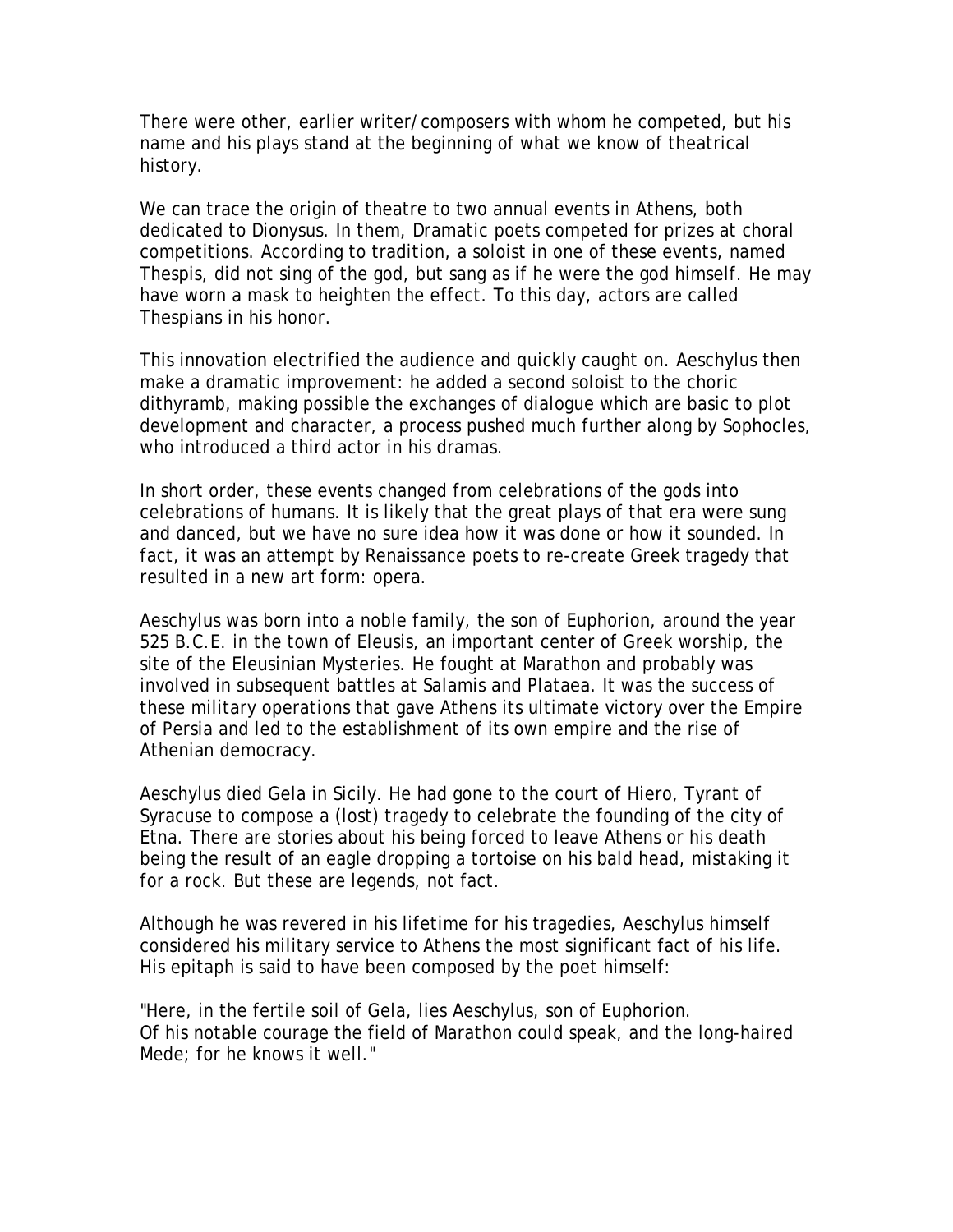There were other, earlier writer/composers with whom he competed, but his name and his plays stand at the beginning of what we know of theatrical history.

We can trace the origin of theatre to two annual events in Athens, both dedicated to Dionysus. In them, Dramatic poets competed for prizes at choral competitions. According to tradition, a soloist in one of these events, named Thespis, did not sing of the god, but sang as if he were the god himself. He may have worn a mask to heighten the effect. To this day, actors are called Thespians in his honor.

This innovation electrified the audience and quickly caught on. Aeschylus then make a dramatic improvement: he added a second soloist to the choric dithyramb, making possible the exchanges of dialogue which are basic to plot development and character, a process pushed much further along by Sophocles, who introduced a third actor in his dramas.

In short order, these events changed from celebrations of the gods into celebrations of humans. It is likely that the great plays of that era were sung and danced, but we have no sure idea how it was done or how it sounded. In fact, it was an attempt by Renaissance poets to re-create Greek tragedy that resulted in a new art form: opera.

Aeschylus was born into a noble family, the son of Euphorion, around the year 525 B.C.E. in the town of Eleusis, an important center of Greek worship, the site of the Eleusinian Mysteries. He fought at Marathon and probably was involved in subsequent battles at Salamis and Plataea. It was the success of these military operations that gave Athens its ultimate victory over the Empire of Persia and led to the establishment of its own empire and the rise of Athenian democracy.

Aeschylus died Gela in Sicily. He had gone to the court of Hiero, Tyrant of Syracuse to compose a (lost) tragedy to celebrate the founding of the city of Etna. There are stories about his being forced to leave Athens or his death being the result of an eagle dropping a tortoise on his bald head, mistaking it for a rock. But these are legends, not fact.

Although he was revered in his lifetime for his tragedies, Aeschylus himself considered his military service to Athens the most significant fact of his life. His epitaph is said to have been composed by the poet himself:

"Here, in the fertile soil of Gela, lies Aeschylus, son of Euphorion.
Of his notable courage the field of Marathon could speak, and the long-haired Mede; for he knows it well."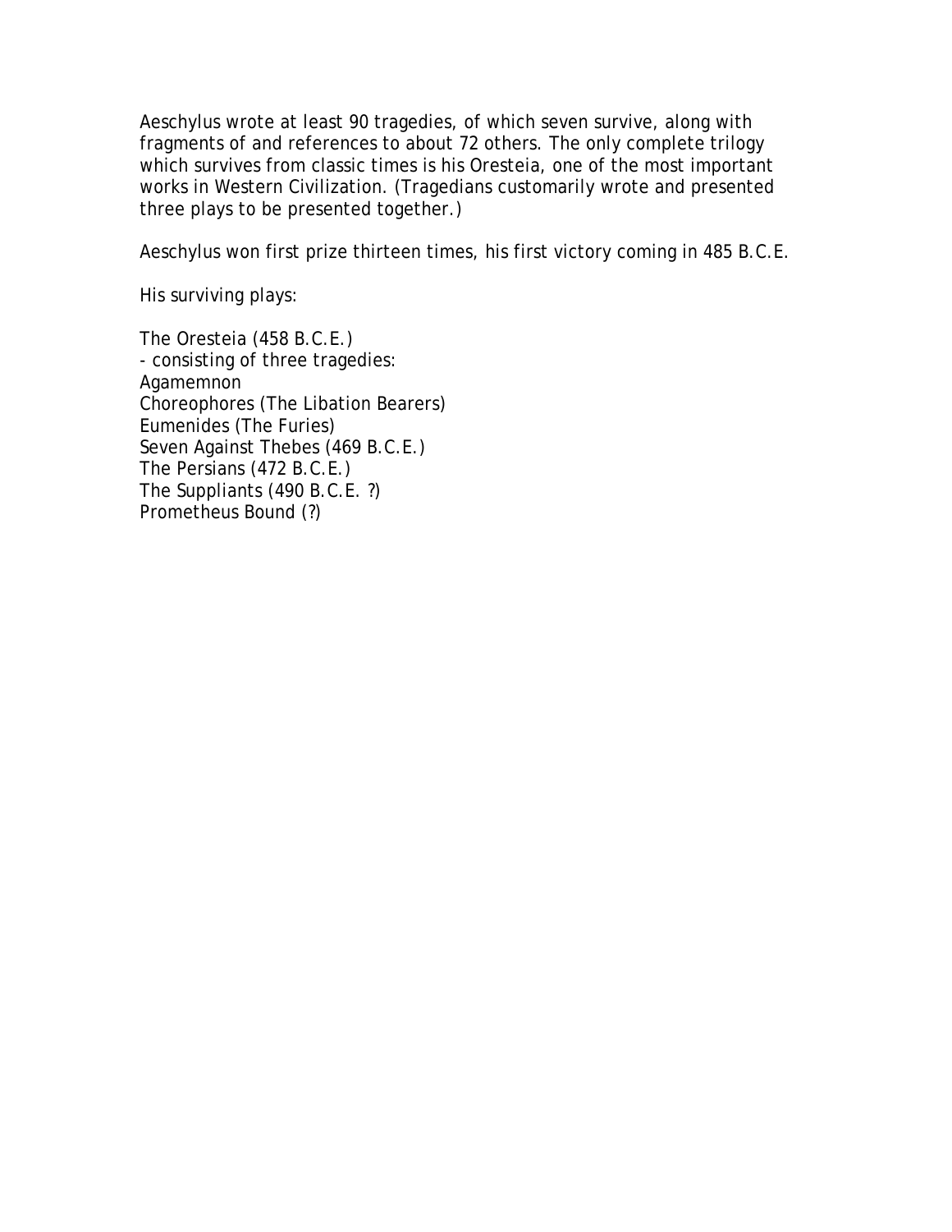Aeschylus wrote at least 90 tragedies, of which seven survive, along with fragments of and references to about 72 others. The only complete trilogy which survives from classic times is his Oresteia, one of the most important works in Western Civilization. (Tragedians customarily wrote and presented three plays to be presented together.)

Aeschylus won first prize thirteen times, his first victory coming in 485 B.C.E.

His surviving plays:

The Oresteia (458 B.C.E.)
- consisting of three tragedies:
Agamemnon
Choreophores (The Libation Bearers)
Eumenides (The Furies)
Seven Against Thebes (469 B.C.E.)
The Persians (472 B.C.E.)
The Suppliants (490 B.C.E. ?)
Prometheus Bound (?)